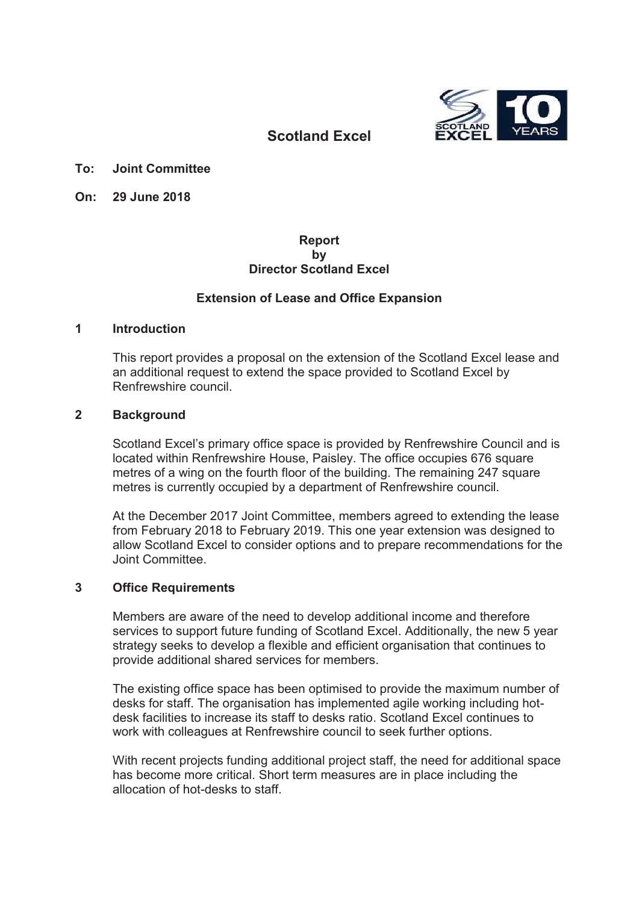# Scotland Excel

**To: Joint Committee**

**On: 29 June 2018**

**Report**
**by**
**Director Scotland Excel**

**Extension of Lease and Office Expansion**

## 1 Introduction

This report provides a proposal on the extension of the Scotland Excel lease and an additional request to extend the space provided to Scotland Excel by Renfrewshire council.

## 2 Background

Scotland Excel's primary office space is provided by Renfrewshire Council and is located within Renfrewshire House, Paisley. The office occupies 676 square metres of a wing on the fourth floor of the building. The remaining 247 square metres is currently occupied by a department of Renfrewshire council.

At the December 2017 Joint Committee, members agreed to extending the lease from February 2018 to February 2019. This one year extension was designed to allow Scotland Excel to consider options and to prepare recommendations for the Joint Committee.

## 3 Office Requirements

Members are aware of the need to develop additional income and therefore services to support future funding of Scotland Excel. Additionally, the new 5 year strategy seeks to develop a flexible and efficient organisation that continues to provide additional shared services for members.

The existing office space has been optimised to provide the maximum number of desks for staff. The organisation has implemented agile working including hot-desk facilities to increase its staff to desks ratio. Scotland Excel continues to work with colleagues at Renfrewshire council to seek further options.

With recent projects funding additional project staff, the need for additional space has become more critical. Short term measures are in place including the allocation of hot-desks to staff.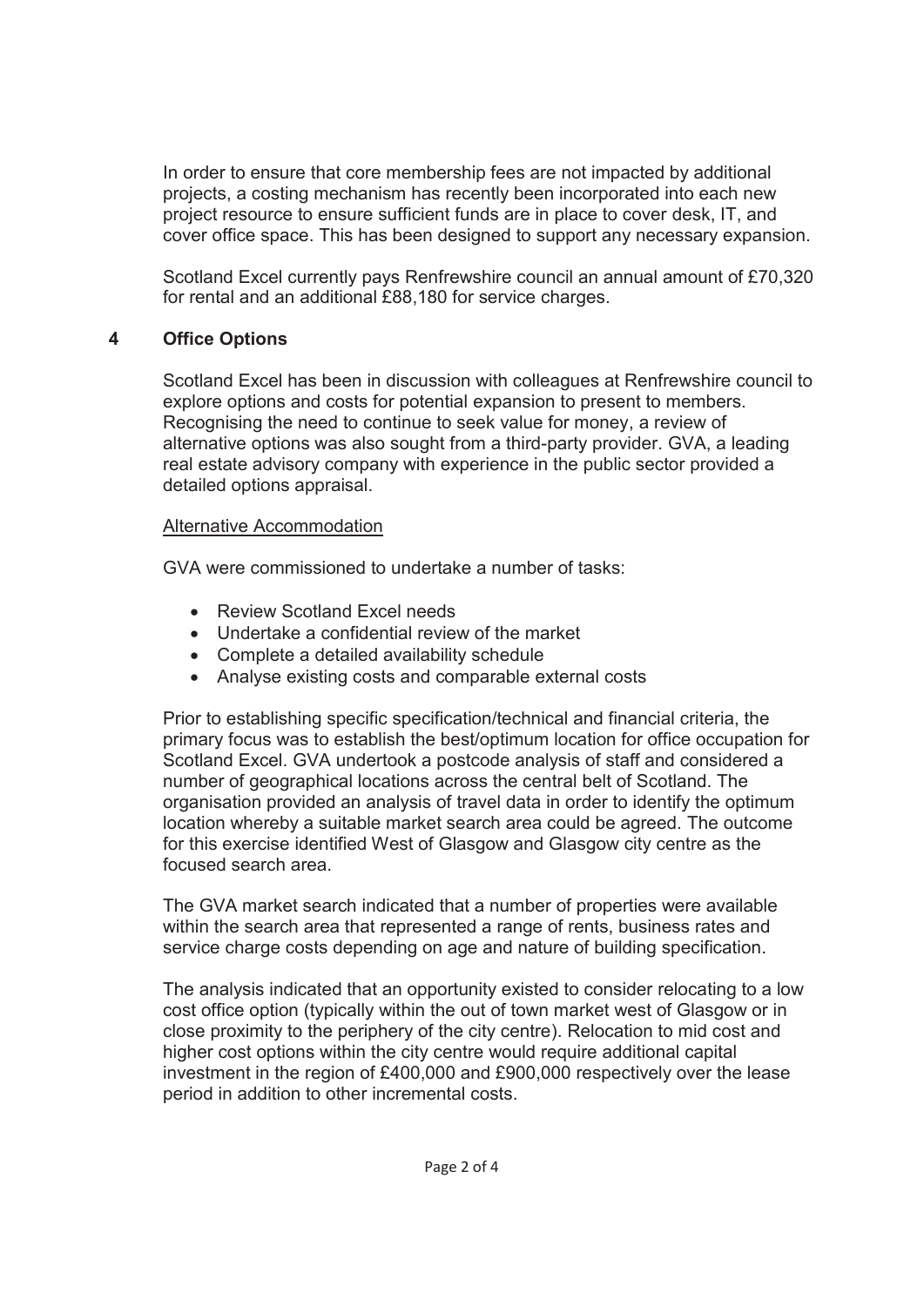In order to ensure that core membership fees are not impacted by additional projects, a costing mechanism has recently been incorporated into each new project resource to ensure sufficient funds are in place to cover desk, IT, and cover office space. This has been designed to support any necessary expansion.

Scotland Excel currently pays Renfrewshire council an annual amount of £70,320 for rental and an additional £88,180 for service charges.

## 4 Office Options

Scotland Excel has been in discussion with colleagues at Renfrewshire council to explore options and costs for potential expansion to present to members. Recognising the need to continue to seek value for money, a review of alternative options was also sought from a third-party provider. GVA, a leading real estate advisory company with experience in the public sector provided a detailed options appraisal.

Alternative Accommodation

GVA were commissioned to undertake a number of tasks:

- Review Scotland Excel needs
- Undertake a confidential review of the market
- Complete a detailed availability schedule
- Analyse existing costs and comparable external costs

Prior to establishing specific specification/technical and financial criteria, the primary focus was to establish the best/optimum location for office occupation for Scotland Excel. GVA undertook a postcode analysis of staff and considered a number of geographical locations across the central belt of Scotland. The organisation provided an analysis of travel data in order to identify the optimum location whereby a suitable market search area could be agreed. The outcome for this exercise identified West of Glasgow and Glasgow city centre as the focused search area.

The GVA market search indicated that a number of properties were available within the search area that represented a range of rents, business rates and service charge costs depending on age and nature of building specification.

The analysis indicated that an opportunity existed to consider relocating to a low cost office option (typically within the out of town market west of Glasgow or in close proximity to the periphery of the city centre). Relocation to mid cost and higher cost options within the city centre would require additional capital investment in the region of £400,000 and £900,000 respectively over the lease period in addition to other incremental costs.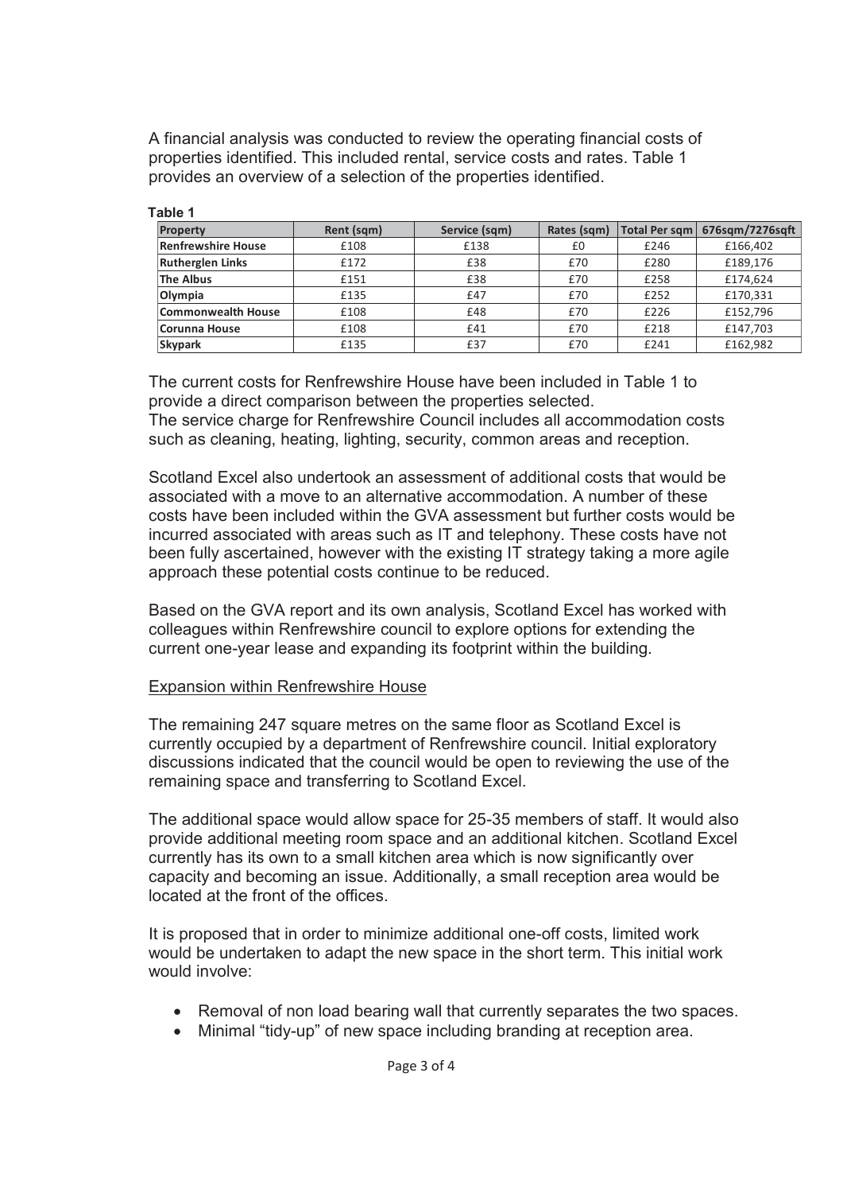A financial analysis was conducted to review the operating financial costs of properties identified. This included rental, service costs and rates. Table 1 provides an overview of a selection of the properties identified.

**Table 1**

| Property | Rent (sqm) | Service (sqm) | Rates (sqm) | Total Per sqm | 676sqm/7276sqft |
|---|---|---|---|---|---|
| Renfrewshire House | £108 | £138 | £0 | £246 | £166,402 |
| Rutherglen Links | £172 | £38 | £70 | £280 | £189,176 |
| The Albus | £151 | £38 | £70 | £258 | £174,624 |
| Olympia | £135 | £47 | £70 | £252 | £170,331 |
| Commonwealth House | £108 | £48 | £70 | £226 | £152,796 |
| Corunna House | £108 | £41 | £70 | £218 | £147,703 |
| Skypark | £135 | £37 | £70 | £241 | £162,982 |

The current costs for Renfrewshire House have been included in Table 1 to provide a direct comparison between the properties selected.
The service charge for Renfrewshire Council includes all accommodation costs such as cleaning, heating, lighting, security, common areas and reception.

Scotland Excel also undertook an assessment of additional costs that would be associated with a move to an alternative accommodation. A number of these costs have been included within the GVA assessment but further costs would be incurred associated with areas such as IT and telephony. These costs have not been fully ascertained, however with the existing IT strategy taking a more agile approach these potential costs continue to be reduced.

Based on the GVA report and its own analysis, Scotland Excel has worked with colleagues within Renfrewshire council to explore options for extending the current one-year lease and expanding its footprint within the building.

Expansion within Renfrewshire House

The remaining 247 square metres on the same floor as Scotland Excel is currently occupied by a department of Renfrewshire council. Initial exploratory discussions indicated that the council would be open to reviewing the use of the remaining space and transferring to Scotland Excel.

The additional space would allow space for 25-35 members of staff. It would also provide additional meeting room space and an additional kitchen. Scotland Excel currently has its own to a small kitchen area which is now significantly over capacity and becoming an issue. Additionally, a small reception area would be located at the front of the offices.

It is proposed that in order to minimize additional one-off costs, limited work would be undertaken to adapt the new space in the short term. This initial work would involve:

- Removal of non load bearing wall that currently separates the two spaces.
- Minimal "tidy-up" of new space including branding at reception area.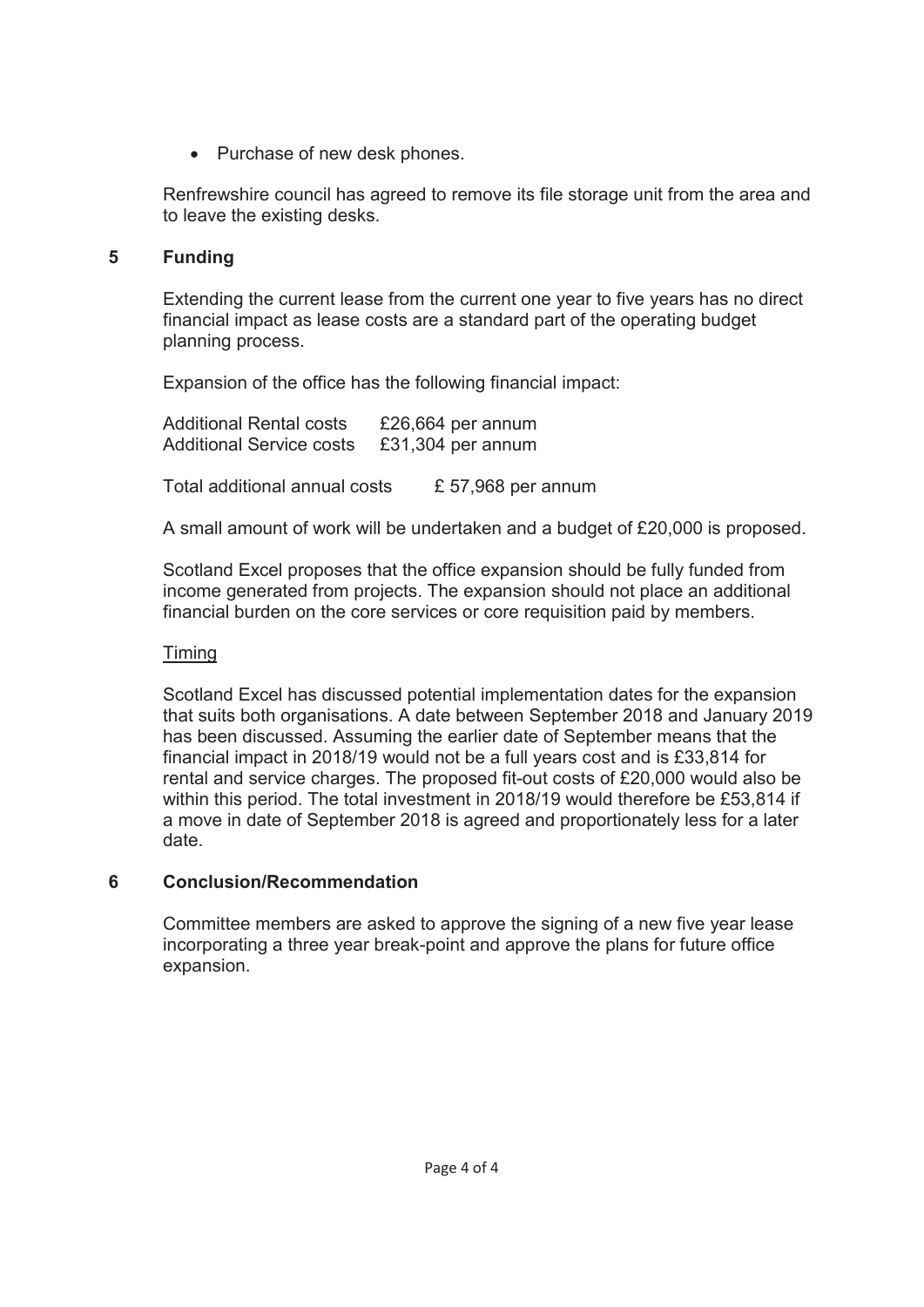- Purchase of new desk phones.

Renfrewshire council has agreed to remove its file storage unit from the area and to leave the existing desks.

## 5 Funding

Extending the current lease from the current one year to five years has no direct financial impact as lease costs are a standard part of the operating budget planning process.

Expansion of the office has the following financial impact:

| | |
|---|---|
| Additional Rental costs | £26,664 per annum |
| Additional Service costs | £31,304 per annum |

Total additional annual costs £ 57,968 per annum

A small amount of work will be undertaken and a budget of £20,000 is proposed.

Scotland Excel proposes that the office expansion should be fully funded from income generated from projects. The expansion should not place an additional financial burden on the core services or core requisition paid by members.

Timing

Scotland Excel has discussed potential implementation dates for the expansion that suits both organisations. A date between September 2018 and January 2019 has been discussed. Assuming the earlier date of September means that the financial impact in 2018/19 would not be a full years cost and is £33,814 for rental and service charges. The proposed fit-out costs of £20,000 would also be within this period. The total investment in 2018/19 would therefore be £53,814 if a move in date of September 2018 is agreed and proportionately less for a later date.

## 6 Conclusion/Recommendation

Committee members are asked to approve the signing of a new five year lease incorporating a three year break-point and approve the plans for future office expansion.